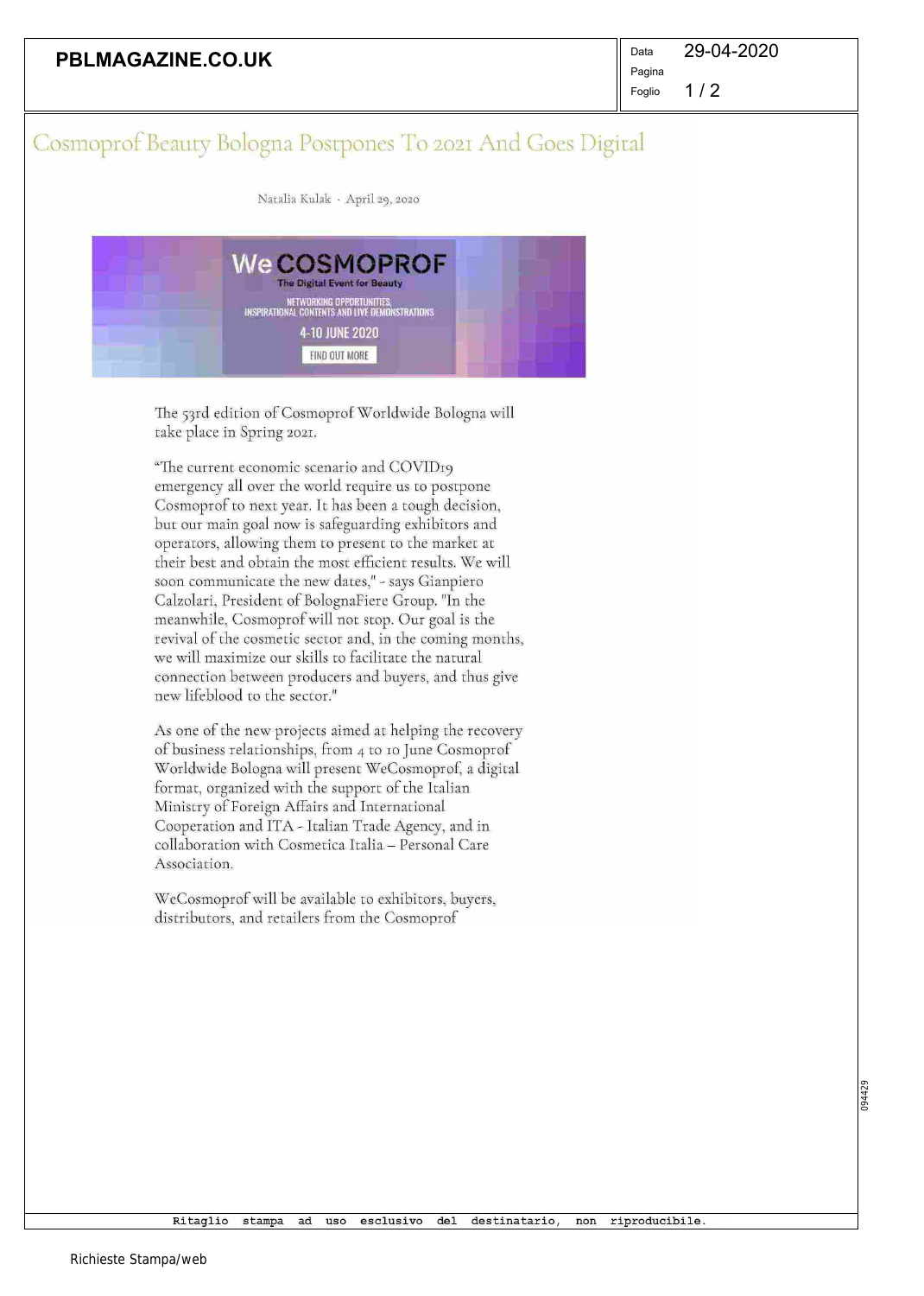# Cosmoprof Beauty Bologna Postpones To 2021 And Goes Digital

Natalia Kulak · April 29, 2020

We COSMOPROF
The Digital Event for Beauty
NETWORKING OPPORTUNITIES, INSPIRATIONAL CONTENTS AND LIVE DEMONSTRATIONS
4-10 JUNE 2020
FIND OUT MORE

The 53rd edition of Cosmoprof Worldwide Bologna will take place in Spring 2021.

"The current economic scenario and COVID19 emergency all over the world require us to postpone Cosmoprof to next year. It has been a tough decision, but our main goal now is safeguarding exhibitors and operators, allowing them to present to the market at their best and obtain the most efficient results. We will soon communicate the new dates," - says Gianpiero Calzolari, President of BolognaFiere Group. "In the meanwhile, Cosmoprof will not stop. Our goal is the revival of the cosmetic sector and, in the coming months, we will maximize our skills to facilitate the natural connection between producers and buyers, and thus give new lifeblood to the sector."

As one of the new projects aimed at helping the recovery of business relationships, from 4 to 10 June Cosmoprof Worldwide Bologna will present WeCosmoprof, a digital format, organized with the support of the Italian Ministry of Foreign Affairs and International Cooperation and ITA - Italian Trade Agency, and in collaboration with Cosmetica Italia – Personal Care Association.

WeCosmoprof will be available to exhibitors, buyers, distributors, and retailers from the Cosmoprof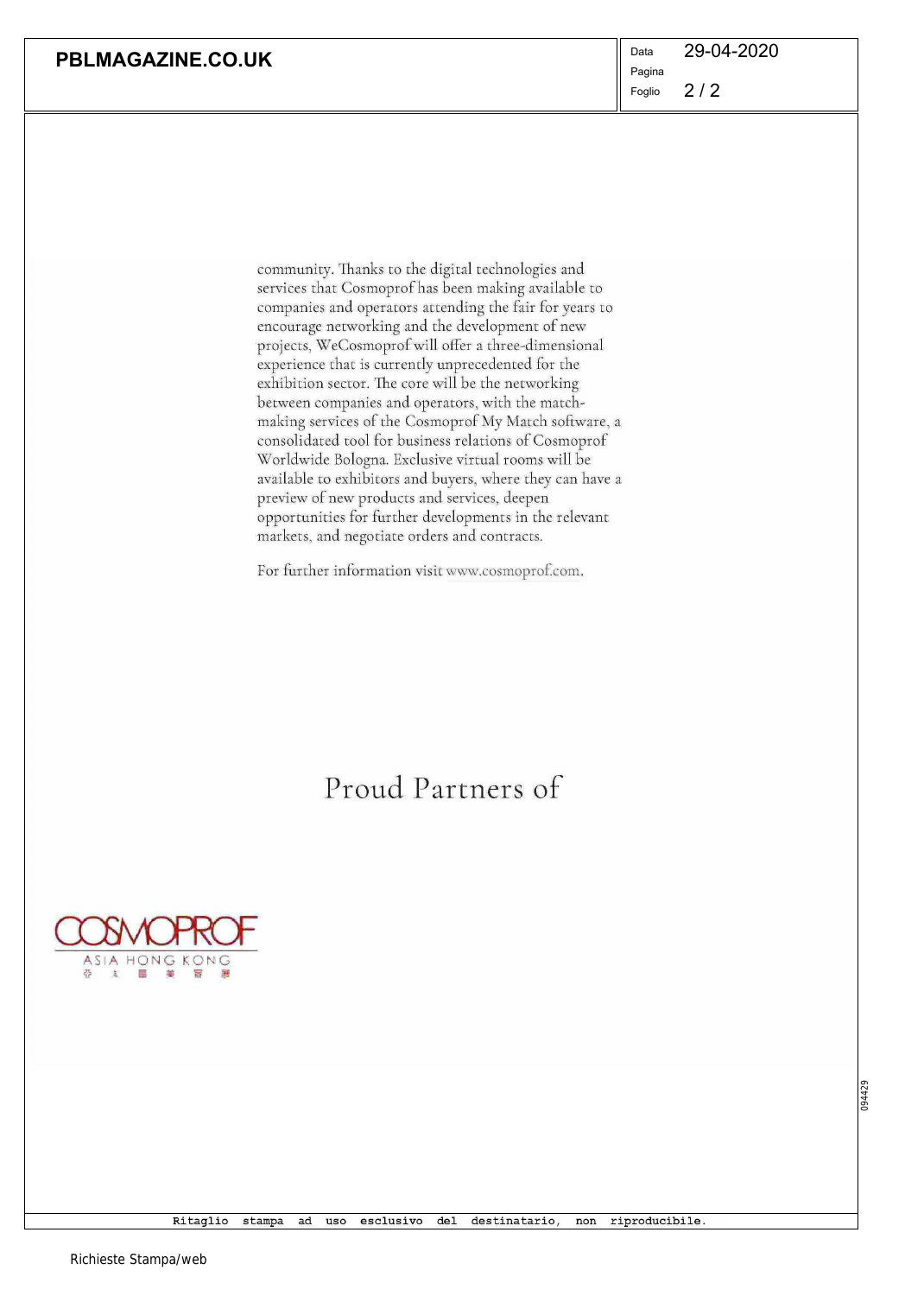community. Thanks to the digital technologies and services that Cosmoprof has been making available to companies and operators attending the fair for years to encourage networking and the development of new projects, WeCosmoprof will offer a three-dimensional experience that is currently unprecedented for the exhibition sector. The core will be the networking between companies and operators, with the match-making services of the Cosmoprof My Match software, a consolidated tool for business relations of Cosmoprof Worldwide Bologna. Exclusive virtual rooms will be available to exhibitors and buyers, where they can have a preview of new products and services, deepen opportunities for further developments in the relevant markets, and negotiate orders and contracts.

For further information visit www.cosmoprof.com.

Proud Partners of

COSMOPROF ASIA HONG KONG